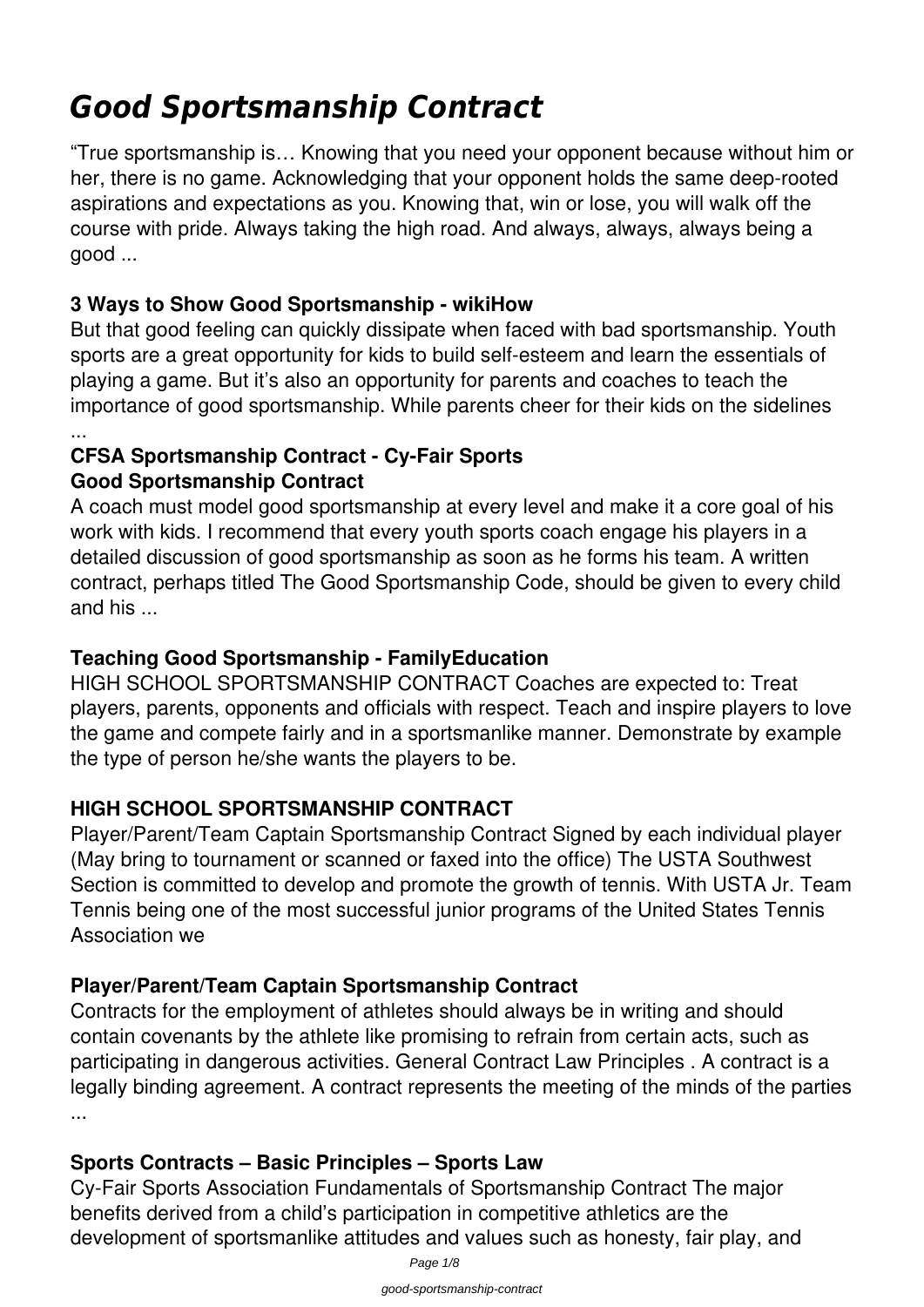# Good Sportsmanship Contract

"True sportsmanship is… Knowing that you need your opponent because without him or her, there is no game. Acknowledging that your opponent holds the same deep-rooted aspirations and expectations as you. Knowing that, win or lose, you will walk off the course with pride. Always taking the high road. And always, always, always being a good ...

### 3 Ways to Show Good Sportsmanship - wikiHow

But that good feeling can quickly dissipate when faced with bad sportsmanship. Youth sports are a great opportunity for kids to build self-esteem and learn the essentials of playing a game. But it's also an opportunity for parents and coaches to teach the importance of good sportsmanship. While parents cheer for their kids on the sidelines ...

### CFSA Sportsmanship Contract - Cy-Fair Sports

### Good Sportsmanship Contract

A coach must model good sportsmanship at every level and make it a core goal of his work with kids. I recommend that every youth sports coach engage his players in a detailed discussion of good sportsmanship as soon as he forms his team. A written contract, perhaps titled The Good Sportsmanship Code, should be given to every child and his ...

### Teaching Good Sportsmanship - FamilyEducation

HIGH SCHOOL SPORTSMANSHIP CONTRACT Coaches are expected to: Treat players, parents, opponents and officials with respect. Teach and inspire players to love the game and compete fairly and in a sportsmanlike manner. Demonstrate by example the type of person he/she wants the players to be.

### HIGH SCHOOL SPORTSMANSHIP CONTRACT

Player/Parent/Team Captain Sportsmanship Contract Signed by each individual player (May bring to tournament or scanned or faxed into the office) The USTA Southwest Section is committed to develop and promote the growth of tennis. With USTA Jr. Team Tennis being one of the most successful junior programs of the United States Tennis Association we

### Player/Parent/Team Captain Sportsmanship Contract

Contracts for the employment of athletes should always be in writing and should contain covenants by the athlete like promising to refrain from certain acts, such as participating in dangerous activities. General Contract Law Principles . A contract is a legally binding agreement. A contract represents the meeting of the minds of the parties ...

### Sports Contracts – Basic Principles – Sports Law

Cy-Fair Sports Association Fundamentals of Sportsmanship Contract The major benefits derived from a child's participation in competitive athletics are the development of sportsmanlike attitudes and values such as honesty, fair play, and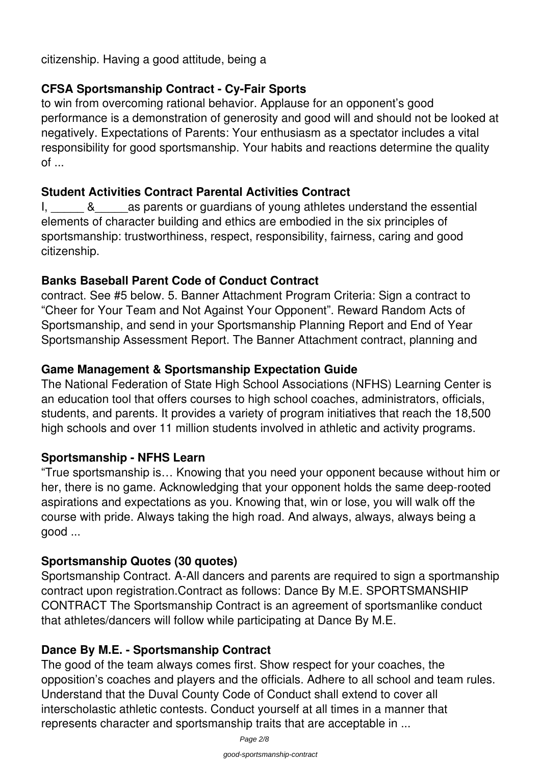citizenship. Having a good attitude, being a

### CFSA Sportsmanship Contract - Cy-Fair Sports

to win from overcoming rational behavior. Applause for an opponent's good performance is a demonstration of generosity and good will and should not be looked at negatively. Expectations of Parents: Your enthusiasm as a spectator includes a vital responsibility for good sportsmanship. Your habits and reactions determine the quality of ...

### Student Activities Contract Parental Activities Contract

I, _____ &_____as parents or guardians of young athletes understand the essential elements of character building and ethics are embodied in the six principles of sportsmanship: trustworthiness, respect, responsibility, fairness, caring and good citizenship.

### Banks Baseball Parent Code of Conduct Contract

contract. See #5 below. 5. Banner Attachment Program Criteria: Sign a contract to "Cheer for Your Team and Not Against Your Opponent". Reward Random Acts of Sportsmanship, and send in your Sportsmanship Planning Report and End of Year Sportsmanship Assessment Report. The Banner Attachment contract, planning and

### Game Management & Sportsmanship Expectation Guide

The National Federation of State High School Associations (NFHS) Learning Center is an education tool that offers courses to high school coaches, administrators, officials, students, and parents. It provides a variety of program initiatives that reach the 18,500 high schools and over 11 million students involved in athletic and activity programs.

### Sportsmanship - NFHS Learn

"True sportsmanship is… Knowing that you need your opponent because without him or her, there is no game. Acknowledging that your opponent holds the same deep-rooted aspirations and expectations as you. Knowing that, win or lose, you will walk off the course with pride. Always taking the high road. And always, always, always being a good ...

### Sportsmanship Quotes (30 quotes)

Sportsmanship Contract. A-All dancers and parents are required to sign a sportmanship contract upon registration.Contract as follows: Dance By M.E. SPORTSMANSHIP CONTRACT The Sportsmanship Contract is an agreement of sportsmanlike conduct that athletes/dancers will follow while participating at Dance By M.E.

### Dance By M.E. - Sportsmanship Contract

The good of the team always comes first. Show respect for your coaches, the opposition's coaches and players and the officials. Adhere to all school and team rules. Understand that the Duval County Code of Conduct shall extend to cover all interscholastic athletic contests. Conduct yourself at all times in a manner that represents character and sportsmanship traits that are acceptable in ...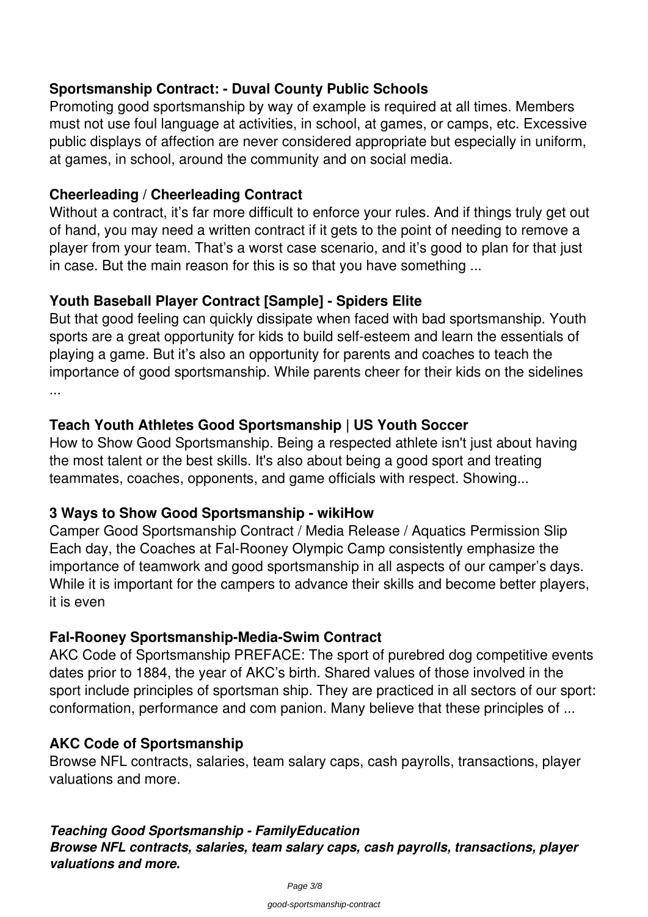### Sportsmanship Contract: - Duval County Public Schools

Promoting good sportsmanship by way of example is required at all times. Members must not use foul language at activities, in school, at games, or camps, etc. Excessive public displays of affection are never considered appropriate but especially in uniform, at games, in school, around the community and on social media.

### Cheerleading / Cheerleading Contract

Without a contract, it's far more difficult to enforce your rules. And if things truly get out of hand, you may need a written contract if it gets to the point of needing to remove a player from your team. That's a worst case scenario, and it's good to plan for that just in case. But the main reason for this is so that you have something ...

### Youth Baseball Player Contract [Sample] - Spiders Elite

But that good feeling can quickly dissipate when faced with bad sportsmanship. Youth sports are a great opportunity for kids to build self-esteem and learn the essentials of playing a game. But it's also an opportunity for parents and coaches to teach the importance of good sportsmanship. While parents cheer for their kids on the sidelines ...

### Teach Youth Athletes Good Sportsmanship | US Youth Soccer

How to Show Good Sportsmanship. Being a respected athlete isn't just about having the most talent or the best skills. It's also about being a good sport and treating teammates, coaches, opponents, and game officials with respect. Showing...

### 3 Ways to Show Good Sportsmanship - wikiHow

Camper Good Sportsmanship Contract / Media Release / Aquatics Permission Slip Each day, the Coaches at Fal-Rooney Olympic Camp consistently emphasize the importance of teamwork and good sportsmanship in all aspects of our camper's days. While it is important for the campers to advance their skills and become better players, it is even

### Fal-Rooney Sportsmanship-Media-Swim Contract

AKC Code of Sportsmanship PREFACE: The sport of purebred dog competitive events dates prior to 1884, the year of AKC's birth. Shared values of those involved in the sport include principles of sportsman ship. They are practiced in all sectors of our sport: conformation, performance and com panion. Many believe that these principles of ...

### AKC Code of Sportsmanship

Browse NFL contracts, salaries, team salary caps, cash payrolls, transactions, player valuations and more.

***Teaching Good Sportsmanship - FamilyEducation***
***Browse NFL contracts, salaries, team salary caps, cash payrolls, transactions, player valuations and more.***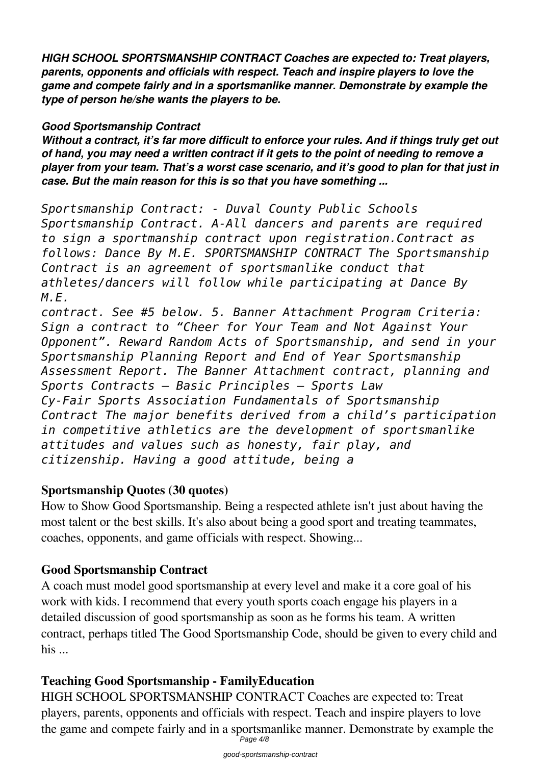***HIGH SCHOOL SPORTSMANSHIP CONTRACT Coaches are expected to: Treat players, parents, opponents and officials with respect. Teach and inspire players to love the game and compete fairly and in a sportsmanlike manner. Demonstrate by example the type of person he/she wants the players to be.***

***Good Sportsmanship Contract***

***Without a contract, it's far more difficult to enforce your rules. And if things truly get out of hand, you may need a written contract if it gets to the point of needing to remove a player from your team. That's a worst case scenario, and it's good to plan for that just in case. But the main reason for this is so that you have something ...***

*Sportsmanship Contract: - Duval County Public Schools*
*Sportsmanship Contract. A-All dancers and parents are required to sign a sportmanship contract upon registration.Contract as follows: Dance By M.E. SPORTSMANSHIP CONTRACT The Sportsmanship Contract is an agreement of sportsmanlike conduct that athletes/dancers will follow while participating at Dance By M.E.*
*contract. See #5 below. 5. Banner Attachment Program Criteria: Sign a contract to "Cheer for Your Team and Not Against Your Opponent". Reward Random Acts of Sportsmanship, and send in your Sportsmanship Planning Report and End of Year Sportsmanship Assessment Report. The Banner Attachment contract, planning and*
*Sports Contracts – Basic Principles – Sports Law*
*Cy-Fair Sports Association Fundamentals of Sportsmanship Contract The major benefits derived from a child's participation in competitive athletics are the development of sportsmanlike attitudes and values such as honesty, fair play, and citizenship. Having a good attitude, being a*

**Sportsmanship Quotes (30 quotes)**

How to Show Good Sportsmanship. Being a respected athlete isn't just about having the most talent or the best skills. It's also about being a good sport and treating teammates, coaches, opponents, and game officials with respect. Showing...

**Good Sportsmanship Contract**

A coach must model good sportsmanship at every level and make it a core goal of his work with kids. I recommend that every youth sports coach engage his players in a detailed discussion of good sportsmanship as soon as he forms his team. A written contract, perhaps titled The Good Sportsmanship Code, should be given to every child and his ...

**Teaching Good Sportsmanship - FamilyEducation**

HIGH SCHOOL SPORTSMANSHIP CONTRACT Coaches are expected to: Treat players, parents, opponents and officials with respect. Teach and inspire players to love the game and compete fairly and in a sportsmanlike manner. Demonstrate by example the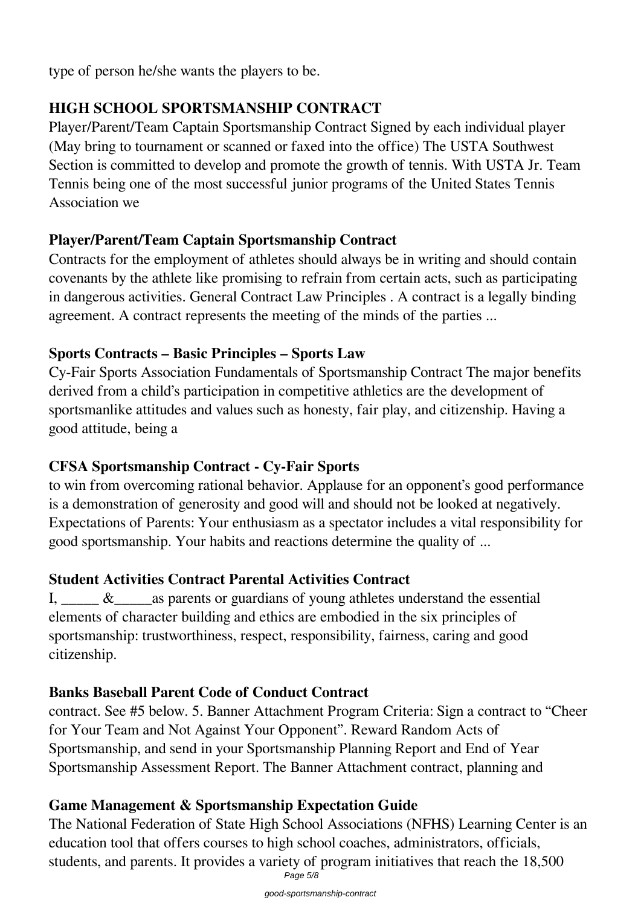type of person he/she wants the players to be.

### HIGH SCHOOL SPORTSMANSHIP CONTRACT

Player/Parent/Team Captain Sportsmanship Contract Signed by each individual player (May bring to tournament or scanned or faxed into the office) The USTA Southwest Section is committed to develop and promote the growth of tennis. With USTA Jr. Team Tennis being one of the most successful junior programs of the United States Tennis Association we

### Player/Parent/Team Captain Sportsmanship Contract

Contracts for the employment of athletes should always be in writing and should contain covenants by the athlete like promising to refrain from certain acts, such as participating in dangerous activities. General Contract Law Principles . A contract is a legally binding agreement. A contract represents the meeting of the minds of the parties ...

### Sports Contracts – Basic Principles – Sports Law

Cy-Fair Sports Association Fundamentals of Sportsmanship Contract The major benefits derived from a child's participation in competitive athletics are the development of sportsmanlike attitudes and values such as honesty, fair play, and citizenship. Having a good attitude, being a

### CFSA Sportsmanship Contract - Cy-Fair Sports

to win from overcoming rational behavior. Applause for an opponent's good performance is a demonstration of generosity and good will and should not be looked at negatively. Expectations of Parents: Your enthusiasm as a spectator includes a vital responsibility for good sportsmanship. Your habits and reactions determine the quality of ...

### Student Activities Contract Parental Activities Contract

I, _____ &_____as parents or guardians of young athletes understand the essential elements of character building and ethics are embodied in the six principles of sportsmanship: trustworthiness, respect, responsibility, fairness, caring and good citizenship.

### Banks Baseball Parent Code of Conduct Contract

contract. See #5 below. 5. Banner Attachment Program Criteria: Sign a contract to "Cheer for Your Team and Not Against Your Opponent". Reward Random Acts of Sportsmanship, and send in your Sportsmanship Planning Report and End of Year Sportsmanship Assessment Report. The Banner Attachment contract, planning and

### Game Management & Sportsmanship Expectation Guide

The National Federation of State High School Associations (NFHS) Learning Center is an education tool that offers courses to high school coaches, administrators, officials, students, and parents. It provides a variety of program initiatives that reach the 18,500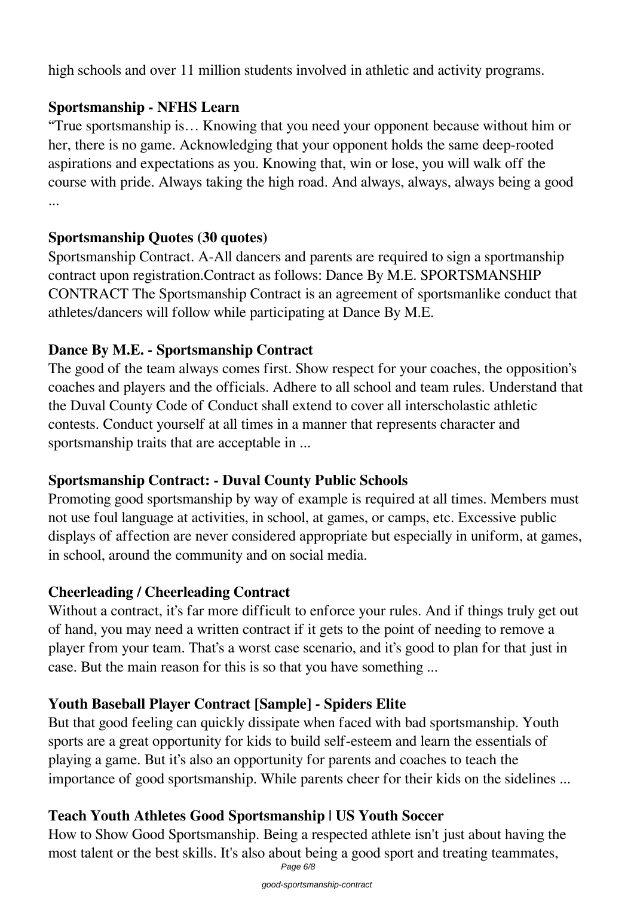high schools and over 11 million students involved in athletic and activity programs.

### Sportsmanship - NFHS Learn

"True sportsmanship is… Knowing that you need your opponent because without him or her, there is no game. Acknowledging that your opponent holds the same deep-rooted aspirations and expectations as you. Knowing that, win or lose, you will walk off the course with pride. Always taking the high road. And always, always, always being a good ...

### Sportsmanship Quotes (30 quotes)

Sportsmanship Contract. A-All dancers and parents are required to sign a sportmanship contract upon registration.Contract as follows: Dance By M.E. SPORTSMANSHIP CONTRACT The Sportsmanship Contract is an agreement of sportsmanlike conduct that athletes/dancers will follow while participating at Dance By M.E.

### Dance By M.E. - Sportsmanship Contract

The good of the team always comes first. Show respect for your coaches, the opposition's coaches and players and the officials. Adhere to all school and team rules. Understand that the Duval County Code of Conduct shall extend to cover all interscholastic athletic contests. Conduct yourself at all times in a manner that represents character and sportsmanship traits that are acceptable in ...

### Sportsmanship Contract: - Duval County Public Schools

Promoting good sportsmanship by way of example is required at all times. Members must not use foul language at activities, in school, at games, or camps, etc. Excessive public displays of affection are never considered appropriate but especially in uniform, at games, in school, around the community and on social media.

### Cheerleading / Cheerleading Contract

Without a contract, it's far more difficult to enforce your rules. And if things truly get out of hand, you may need a written contract if it gets to the point of needing to remove a player from your team. That's a worst case scenario, and it's good to plan for that just in case. But the main reason for this is so that you have something ...

### Youth Baseball Player Contract [Sample] - Spiders Elite

But that good feeling can quickly dissipate when faced with bad sportsmanship. Youth sports are a great opportunity for kids to build self-esteem and learn the essentials of playing a game. But it's also an opportunity for parents and coaches to teach the importance of good sportsmanship. While parents cheer for their kids on the sidelines ...

### Teach Youth Athletes Good Sportsmanship | US Youth Soccer

How to Show Good Sportsmanship. Being a respected athlete isn't just about having the most talent or the best skills. It's also about being a good sport and treating teammates,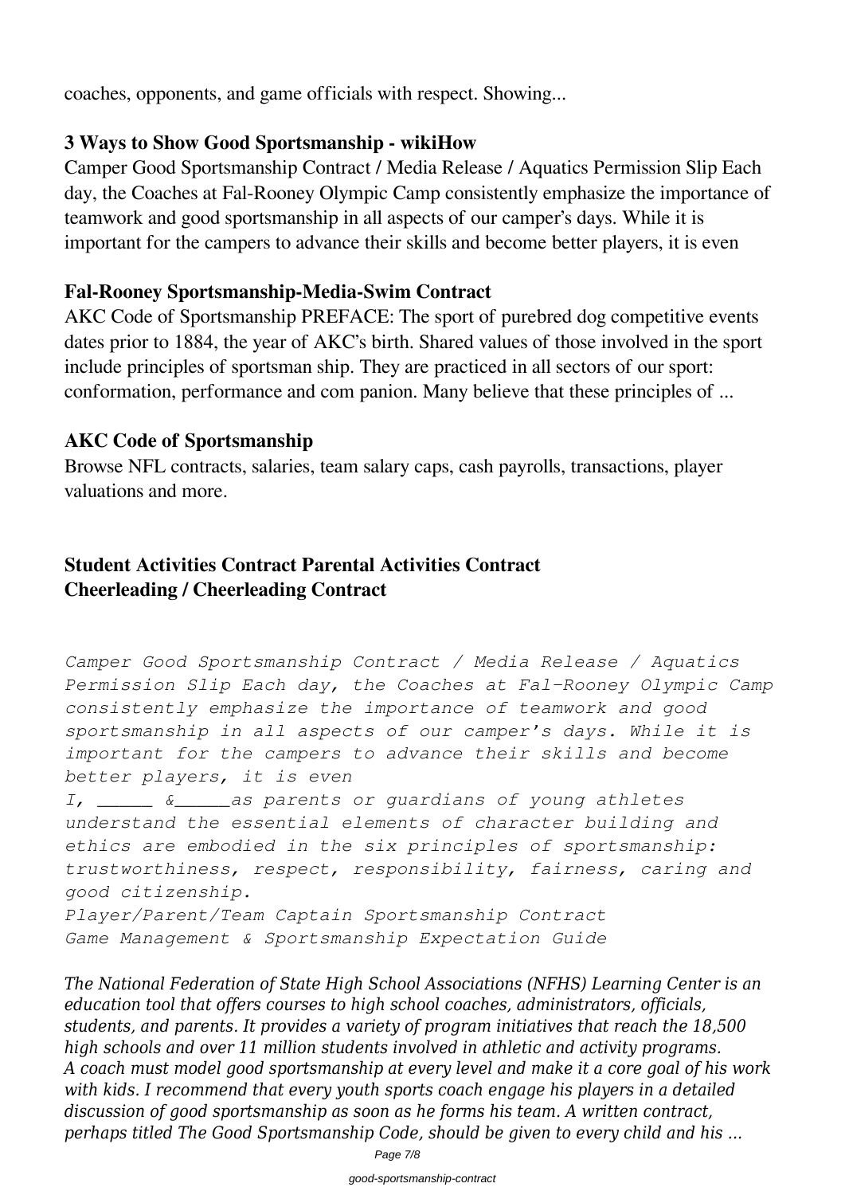coaches, opponents, and game officials with respect. Showing...

### 3 Ways to Show Good Sportsmanship - wikiHow

Camper Good Sportsmanship Contract / Media Release / Aquatics Permission Slip Each day, the Coaches at Fal-Rooney Olympic Camp consistently emphasize the importance of teamwork and good sportsmanship in all aspects of our camper's days. While it is important for the campers to advance their skills and become better players, it is even

### Fal-Rooney Sportsmanship-Media-Swim Contract

AKC Code of Sportsmanship PREFACE: The sport of purebred dog competitive events dates prior to 1884, the year of AKC's birth. Shared values of those involved in the sport include principles of sportsman ship. They are practiced in all sectors of our sport: conformation, performance and com panion. Many believe that these principles of ...

### AKC Code of Sportsmanship

Browse NFL contracts, salaries, team salary caps, cash payrolls, transactions, player valuations and more.

**Student Activities Contract Parental Activities Contract**
**Cheerleading / Cheerleading Contract**

*Camper Good Sportsmanship Contract / Media Release / Aquatics Permission Slip Each day, the Coaches at Fal-Rooney Olympic Camp consistently emphasize the importance of teamwork and good sportsmanship in all aspects of our camper's days. While it is important for the campers to advance their skills and become better players, it is even*
*I, _____ &_____as parents or guardians of young athletes understand the essential elements of character building and ethics are embodied in the six principles of sportsmanship: trustworthiness, respect, responsibility, fairness, caring and good citizenship.*
*Player/Parent/Team Captain Sportsmanship Contract*
*Game Management & Sportsmanship Expectation Guide*

*The National Federation of State High School Associations (NFHS) Learning Center is an education tool that offers courses to high school coaches, administrators, officials, students, and parents. It provides a variety of program initiatives that reach the 18,500 high schools and over 11 million students involved in athletic and activity programs.*
*A coach must model good sportsmanship at every level and make it a core goal of his work with kids. I recommend that every youth sports coach engage his players in a detailed discussion of good sportsmanship as soon as he forms his team. A written contract, perhaps titled The Good Sportsmanship Code, should be given to every child and his ...*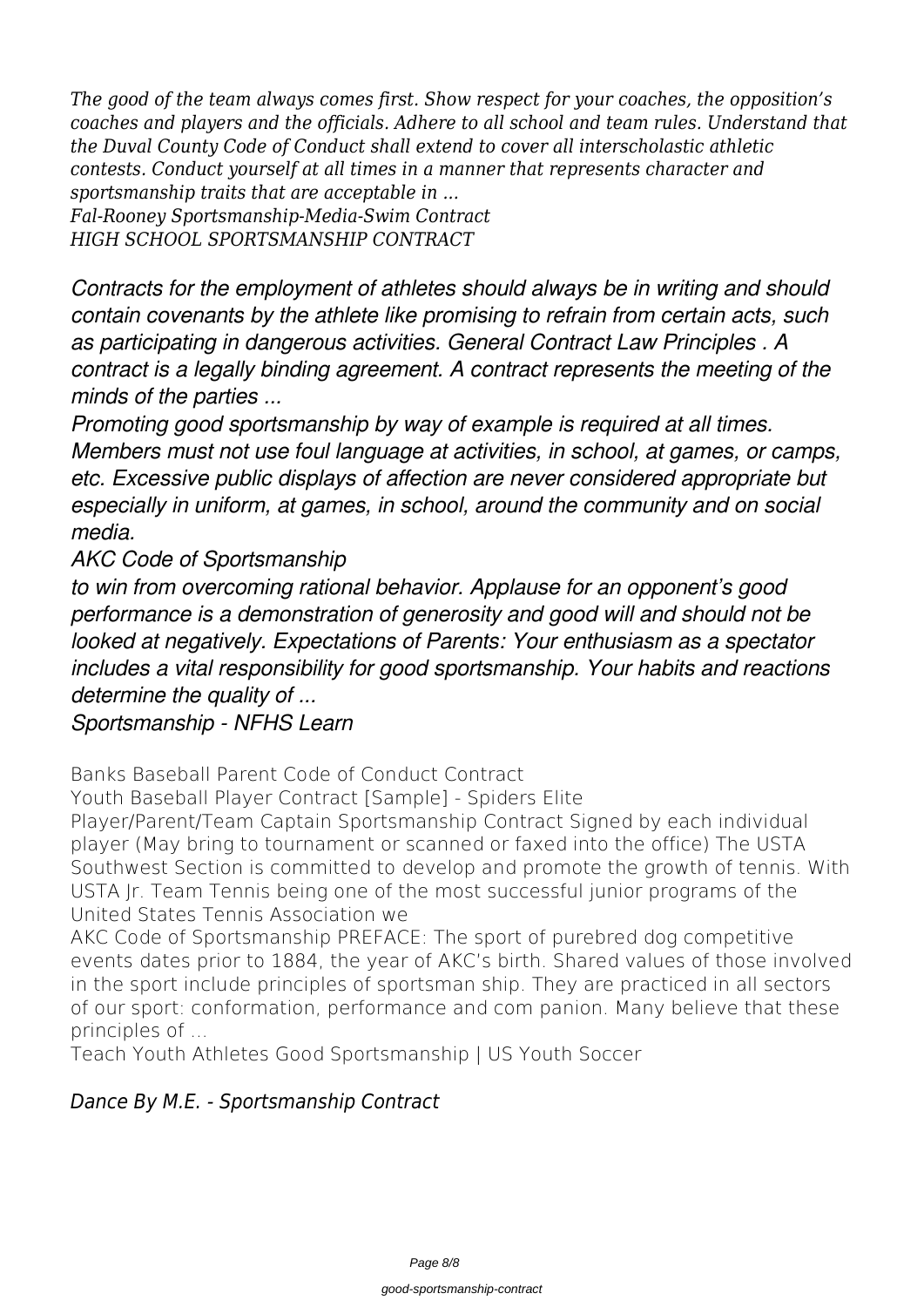*The good of the team always comes first. Show respect for your coaches, the opposition's coaches and players and the officials. Adhere to all school and team rules. Understand that the Duval County Code of Conduct shall extend to cover all interscholastic athletic contests. Conduct yourself at all times in a manner that represents character and sportsmanship traits that are acceptable in ...*

*Fal-Rooney Sportsmanship-Media-Swim Contract*

*HIGH SCHOOL SPORTSMANSHIP CONTRACT*

*Contracts for the employment of athletes should always be in writing and should contain covenants by the athlete like promising to refrain from certain acts, such as participating in dangerous activities. General Contract Law Principles . A contract is a legally binding agreement. A contract represents the meeting of the minds of the parties ...*

*Promoting good sportsmanship by way of example is required at all times. Members must not use foul language at activities, in school, at games, or camps, etc. Excessive public displays of affection are never considered appropriate but especially in uniform, at games, in school, around the community and on social media.*

*AKC Code of Sportsmanship*

*to win from overcoming rational behavior. Applause for an opponent's good performance is a demonstration of generosity and good will and should not be looked at negatively. Expectations of Parents: Your enthusiasm as a spectator includes a vital responsibility for good sportsmanship. Your habits and reactions determine the quality of ...*

*Sportsmanship - NFHS Learn*

Banks Baseball Parent Code of Conduct Contract

Youth Baseball Player Contract [Sample] - Spiders Elite

Player/Parent/Team Captain Sportsmanship Contract Signed by each individual player (May bring to tournament or scanned or faxed into the office) The USTA Southwest Section is committed to develop and promote the growth of tennis. With USTA Jr. Team Tennis being one of the most successful junior programs of the United States Tennis Association we

AKC Code of Sportsmanship PREFACE: The sport of purebred dog competitive events dates prior to 1884, the year of AKC's birth. Shared values of those involved in the sport include principles of sportsman ship. They are practiced in all sectors of our sport: conformation, performance and com panion. Many believe that these principles of ...

Teach Youth Athletes Good Sportsmanship | US Youth Soccer

*Dance By M.E. - Sportsmanship Contract*